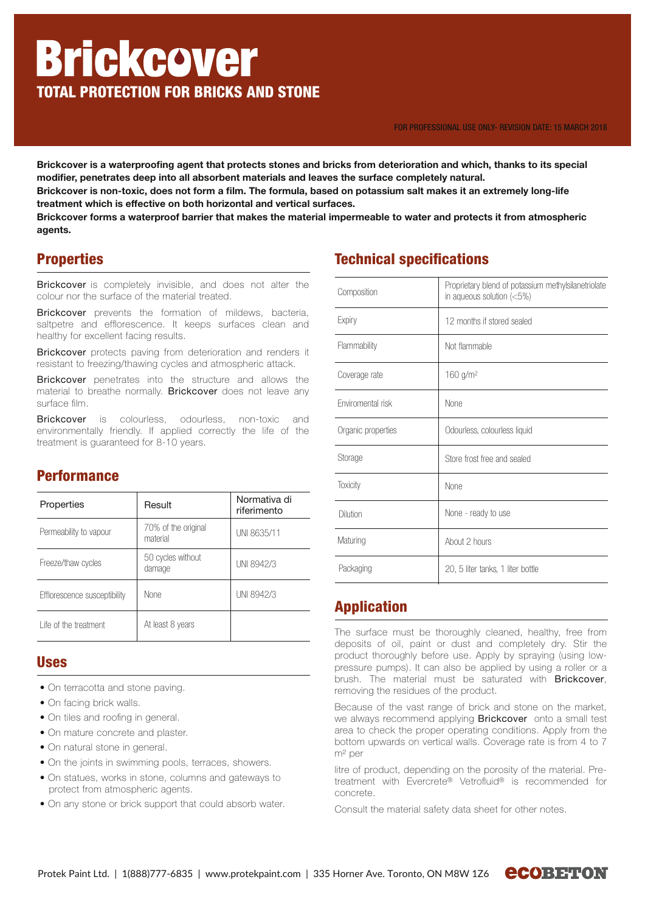# Brickcover

## TOTAL PROTECTION FOR BRICKS AND STONE

FOR PROFESSIONAL USE ONLY- REVISION DATE: 15 MARCH 2018

**Brickcover is a waterproofing agent that protects stones and bricks from deterioration and which, thanks to its special modifier, penetrates deep into all absorbent materials and leaves the surface completely natural.**
**Brickcover is non-toxic, does not form a film. The formula, based on potassium salt makes it an extremely long-life treatment which is effective on both horizontal and vertical surfaces.**
**Brickcover forms a waterproof barrier that makes the material impermeable to water and protects it from atmospheric agents.**

## Properties

Brickcover is completely invisible, and does not alter the colour nor the surface of the material treated.

Brickcover prevents the formation of mildews, bacteria, saltpetre and efflorescence. It keeps surfaces clean and healthy for excellent facing results.

Brickcover protects paving from deterioration and renders it resistant to freezing/thawing cycles and atmospheric attack.

Brickcover penetrates into the structure and allows the material to breathe normally. Brickcover does not leave any surface film.

Brickcover is colourless, odourless, non-toxic and environmentally friendly. If applied correctly the life of the treatment is guaranteed for 8-10 years.

## Performance

| Properties | Result | Normativa di riferimento |
|---|---|---|
| Permeability to vapour | 70% of the original material | UNI 8635/11 |
| Freeze/thaw cycles | 50 cycles without damage | UNI 8942/3 |
| Efflorescence susceptibility | None | UNI 8942/3 |
| Life of the treatment | At least 8 years | |

## Uses

- On terracotta and stone paving.
- On facing brick walls.
- On tiles and roofing in general.
- On mature concrete and plaster.
- On natural stone in general.
- On the joints in swimming pools, terraces, showers.
- On statues, works in stone, columns and gateways to protect from atmospheric agents.
- On any stone or brick support that could absorb water.

## Technical specifications

| | |
|---|---|
| Composition | Proprietary blend of potassium methylsilanetriolate in aqueous solution (<5%) |
| Expiry | 12 months if stored sealed |
| Flammability | Not flammable |
| Coverage rate | 160 g/m² |
| Enviromental risk | None |
| Organic properties | Odourless, colourless liquid |
| Storage | Store frost free and sealed |
| Toxicity | None |
| Dilution | None - ready to use |
| Maturing | About 2 hours |
| Packaging | 20, 5 liter tanks, 1 liter bottle |

## Application

The surface must be thoroughly cleaned, healthy, free from deposits of oil, paint or dust and completely dry. Stir the product thoroughly before use. Apply by spraying (using low-pressure pumps). It can also be applied by using a roller or a brush. The material must be saturated with Brickcover, removing the residues of the product.

Because of the vast range of brick and stone on the market, we always recommend applying Brickcover onto a small test area to check the proper operating conditions. Apply from the bottom upwards on vertical walls. Coverage rate is from 4 to 7 m² per

litre of product, depending on the porosity of the material. Pre-treatment with Evercrete® Vetrofluid® is recommended for concrete.

Consult the material safety data sheet for other notes.

Protek Paint Ltd. | 1(888)777-6835 | www.protekpaint.com | 335 Horner Ave. Toronto, ON M8W 1Z6 ECOBETON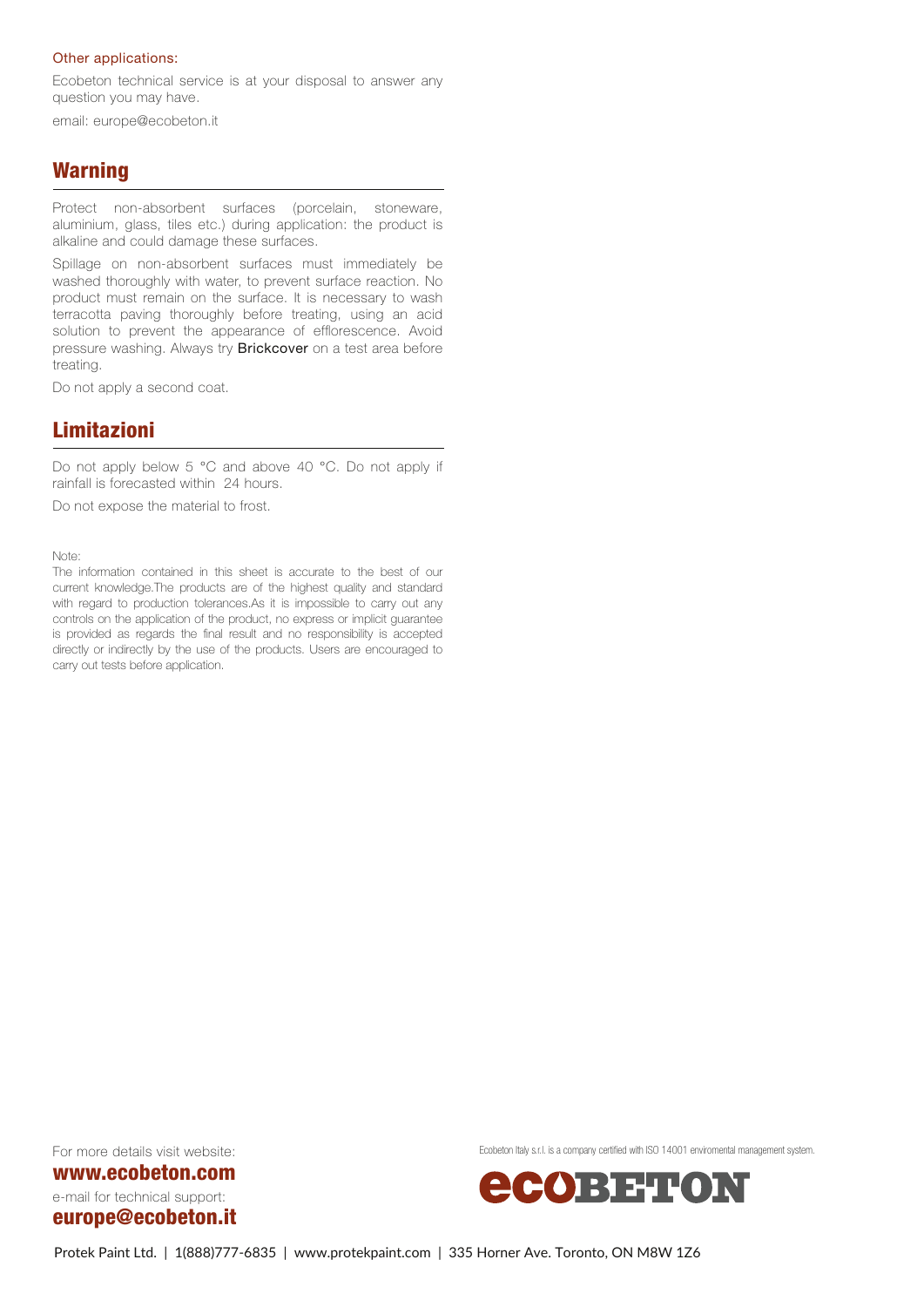Other applications:

Ecobeton technical service is at your disposal to answer any question you may have.

email: europe@ecobeton.it

## Warning

Protect non-absorbent surfaces (porcelain, stoneware, aluminium, glass, tiles etc.) during application: the product is alkaline and could damage these surfaces.

Spillage on non-absorbent surfaces must immediately be washed thoroughly with water, to prevent surface reaction. No product must remain on the surface. It is necessary to wash terracotta paving thoroughly before treating, using an acid solution to prevent the appearance of efflorescence. Avoid pressure washing. Always try **Brickcover** on a test area before treating.

Do not apply a second coat.

## Limitazioni

Do not apply below 5 °C and above 40 °C. Do not apply if rainfall is forecasted within 24 hours.

Do not expose the material to frost.

Note:

The information contained in this sheet is accurate to the best of our current knowledge.The products are of the highest quality and standard with regard to production tolerances.As it is impossible to carry out any controls on the application of the product, no express or implicit guarantee is provided as regards the final result and no responsibility is accepted directly or indirectly by the use of the products. Users are encouraged to carry out tests before application.

For more details visit website:

**www.ecobeton.com**

e-mail for technical support:

**europe@ecobeton.it**

Ecobeton Italy s.r.l. is a company certified with ISO 14001 enviromental management system.

ECOBETON

Protek Paint Ltd. | 1(888)777-6835 | www.protekpaint.com | 335 Horner Ave. Toronto, ON M8W 1Z6